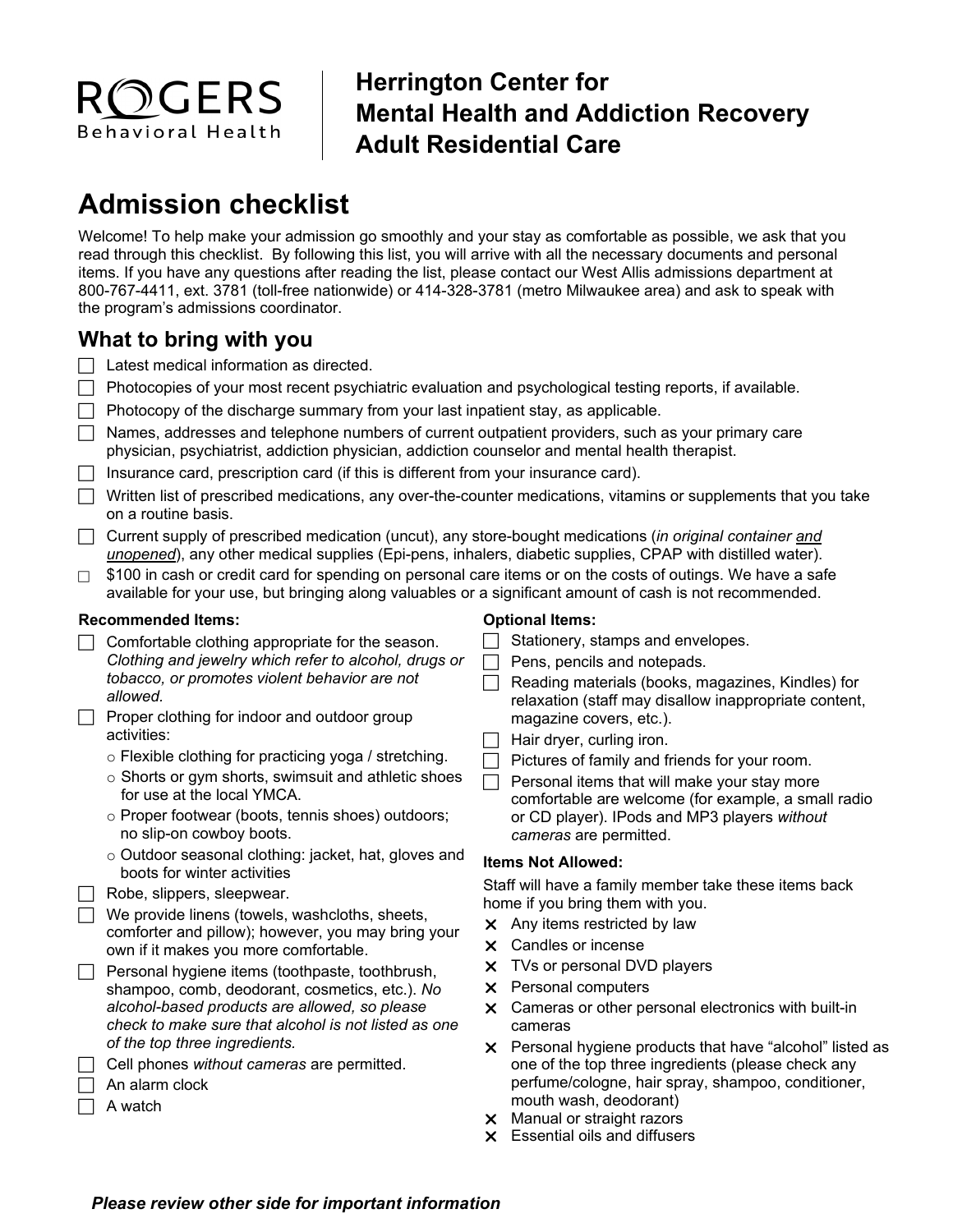ROGERS Behavioral Health

**Herrington Center for Mental Health and Addiction Recovery Adult Residential Care**

# Admission checklist

Welcome! To help make your admission go smoothly and your stay as comfortable as possible, we ask that you read through this checklist. By following this list, you will arrive with all the necessary documents and personal items. If you have any questions after reading the list, please contact our West Allis admissions department at 800-767-4411, ext. 3781 (toll-free nationwide) or 414-328-3781 (metro Milwaukee area) and ask to speak with the program's admissions coordinator.

## What to bring with you

- ☐ Latest medical information as directed.
- ☐ Photocopies of your most recent psychiatric evaluation and psychological testing reports, if available.
- ☐ Photocopy of the discharge summary from your last inpatient stay, as applicable.
- ☐ Names, addresses and telephone numbers of current outpatient providers, such as your primary care physician, psychiatrist, addiction physician, addiction counselor and mental health therapist.
- ☐ Insurance card, prescription card (if this is different from your insurance card).
- ☐ Written list of prescribed medications, any over-the-counter medications, vitamins or supplements that you take on a routine basis.
- ☐ Current supply of prescribed medication (uncut), any store-bought medications (*in original container <u>and unopened</u>*), any other medical supplies (Epi-pens, inhalers, diabetic supplies, CPAP with distilled water).
- ☐ $100 in cash or credit card for spending on personal care items or on the costs of outings. We have a safe available for your use, but bringing along valuables or a significant amount of cash is not recommended.

### Recommended Items:

- ☐ Comfortable clothing appropriate for the season. *Clothing and jewelry which refer to alcohol, drugs or tobacco, or promotes violent behavior are not allowed.*
- ☐ Proper clothing for indoor and outdoor group activities:
  - Flexible clothing for practicing yoga / stretching.
  - Shorts or gym shorts, swimsuit and athletic shoes for use at the local YMCA.
  - Proper footwear (boots, tennis shoes) outdoors; no slip-on cowboy boots.
  - Outdoor seasonal clothing: jacket, hat, gloves and boots for winter activities
- ☐ Robe, slippers, sleepwear.
- ☐ We provide linens (towels, washcloths, sheets, comforter and pillow); however, you may bring your own if it makes you more comfortable.
- ☐ Personal hygiene items (toothpaste, toothbrush, shampoo, comb, deodorant, cosmetics, etc.). *No alcohol-based products are allowed, so please check to make sure that alcohol is not listed as one of the top three ingredients.*
- ☐ Cell phones *without cameras* are permitted.
- ☐ An alarm clock
- ☐ A watch

### Optional Items:

- ☐ Stationery, stamps and envelopes.
- ☐ Pens, pencils and notepads.
- ☐ Reading materials (books, magazines, Kindles) for relaxation (staff may disallow inappropriate content, magazine covers, etc.).
- ☐ Hair dryer, curling iron.
- ☐ Pictures of family and friends for your room.
- ☐ Personal items that will make your stay more comfortable are welcome (for example, a small radio or CD player). IPods and MP3 players *without cameras* are permitted.

### Items Not Allowed:

Staff will have a family member take these items back home if you bring them with you.

- ✕ Any items restricted by law
- ✕ Candles or incense
- ✕ TVs or personal DVD players
- ✕ Personal computers
- ✕ Cameras or other personal electronics with built-in cameras
- ✕ Personal hygiene products that have "alcohol" listed as one of the top three ingredients (please check any perfume/cologne, hair spray, shampoo, conditioner, mouth wash, deodorant)
- ✕ Manual or straight razors
- ✕ Essential oils and diffusers

***Please review other side for important information***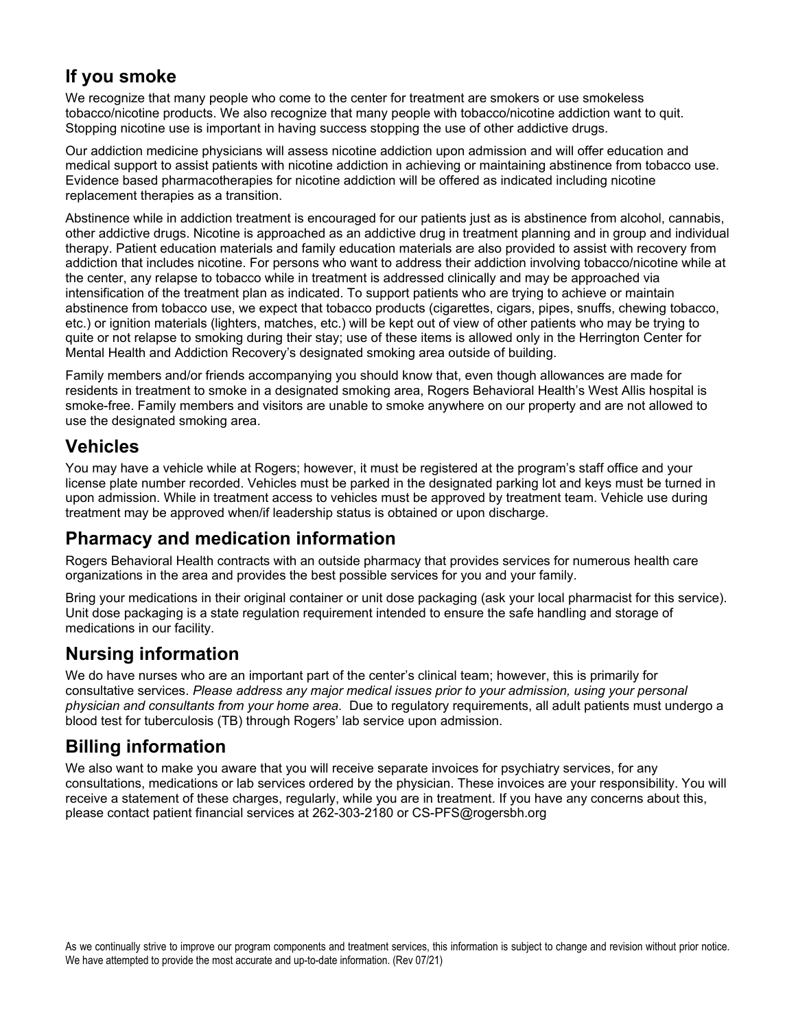## If you smoke

We recognize that many people who come to the center for treatment are smokers or use smokeless tobacco/nicotine products. We also recognize that many people with tobacco/nicotine addiction want to quit. Stopping nicotine use is important in having success stopping the use of other addictive drugs.

Our addiction medicine physicians will assess nicotine addiction upon admission and will offer education and medical support to assist patients with nicotine addiction in achieving or maintaining abstinence from tobacco use. Evidence based pharmacotherapies for nicotine addiction will be offered as indicated including nicotine replacement therapies as a transition.

Abstinence while in addiction treatment is encouraged for our patients just as is abstinence from alcohol, cannabis, other addictive drugs. Nicotine is approached as an addictive drug in treatment planning and in group and individual therapy. Patient education materials and family education materials are also provided to assist with recovery from addiction that includes nicotine. For persons who want to address their addiction involving tobacco/nicotine while at the center, any relapse to tobacco while in treatment is addressed clinically and may be approached via intensification of the treatment plan as indicated. To support patients who are trying to achieve or maintain abstinence from tobacco use, we expect that tobacco products (cigarettes, cigars, pipes, snuffs, chewing tobacco, etc.) or ignition materials (lighters, matches, etc.) will be kept out of view of other patients who may be trying to quite or not relapse to smoking during their stay; use of these items is allowed only in the Herrington Center for Mental Health and Addiction Recovery's designated smoking area outside of building.

Family members and/or friends accompanying you should know that, even though allowances are made for residents in treatment to smoke in a designated smoking area, Rogers Behavioral Health's West Allis hospital is smoke-free. Family members and visitors are unable to smoke anywhere on our property and are not allowed to use the designated smoking area.

## Vehicles

You may have a vehicle while at Rogers; however, it must be registered at the program's staff office and your license plate number recorded. Vehicles must be parked in the designated parking lot and keys must be turned in upon admission. While in treatment access to vehicles must be approved by treatment team. Vehicle use during treatment may be approved when/if leadership status is obtained or upon discharge.

## Pharmacy and medication information

Rogers Behavioral Health contracts with an outside pharmacy that provides services for numerous health care organizations in the area and provides the best possible services for you and your family.

Bring your medications in their original container or unit dose packaging (ask your local pharmacist for this service). Unit dose packaging is a state regulation requirement intended to ensure the safe handling and storage of medications in our facility.

## Nursing information

We do have nurses who are an important part of the center's clinical team; however, this is primarily for consultative services. *Please address any major medical issues prior to your admission, using your personal physician and consultants from your home area.* Due to regulatory requirements, all adult patients must undergo a blood test for tuberculosis (TB) through Rogers' lab service upon admission.

## Billing information

We also want to make you aware that you will receive separate invoices for psychiatry services, for any consultations, medications or lab services ordered by the physician. These invoices are your responsibility. You will receive a statement of these charges, regularly, while you are in treatment. If you have any concerns about this, please contact patient financial services at 262-303-2180 or CS-PFS@rogersbh.org

As we continually strive to improve our program components and treatment services, this information is subject to change and revision without prior notice. We have attempted to provide the most accurate and up-to-date information. (Rev 07/21)